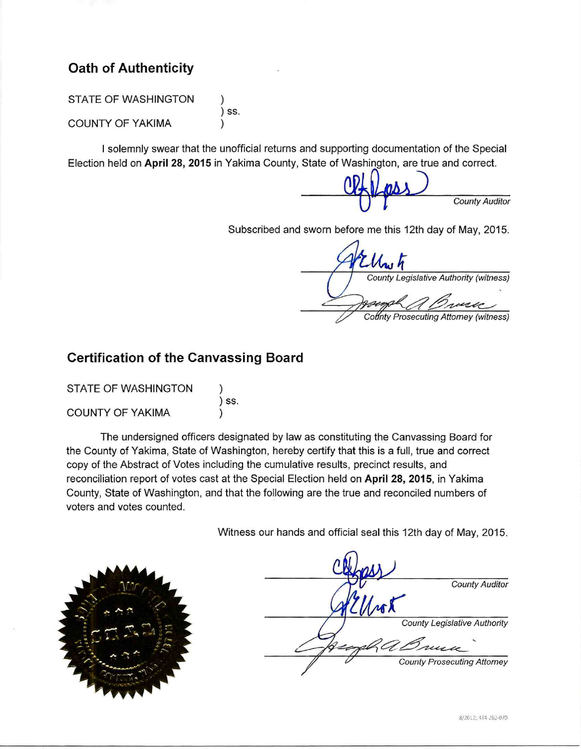## Oath of Authenticity

STATE OF WASHINGTON )
) ss.
COUNTY OF YAKIMA )

I solemnly swear that the unofficial returns and supporting documentation of the Special Election held on **April 28, 2015** in Yakima County, State of Washington, are true and correct.

_______________________ *County Auditor*

Subscribed and sworn before me this 12th day of May, 2015.

_______________________ *County Legislative Authority (witness)*

_______________________ *County Prosecuting Attorney (witness)*

## Certification of the Canvassing Board

STATE OF WASHINGTON )
) ss.
COUNTY OF YAKIMA )

The undersigned officers designated by law as constituting the Canvassing Board for the County of Yakima, State of Washington, hereby certify that this is a full, true and correct copy of the Abstract of Votes including the cumulative results, precinct results, and reconciliation report of votes cast at the Special Election held on **April 28, 2015**, in Yakima County, State of Washington, and that the following are the true and reconciled numbers of voters and votes counted.

Witness our hands and official seal this 12th day of May, 2015.

_______________________ County Auditor

_______________________ County Legislative Authority

_______________________ County Prosecuting Attorney

8/2012; 434-262-070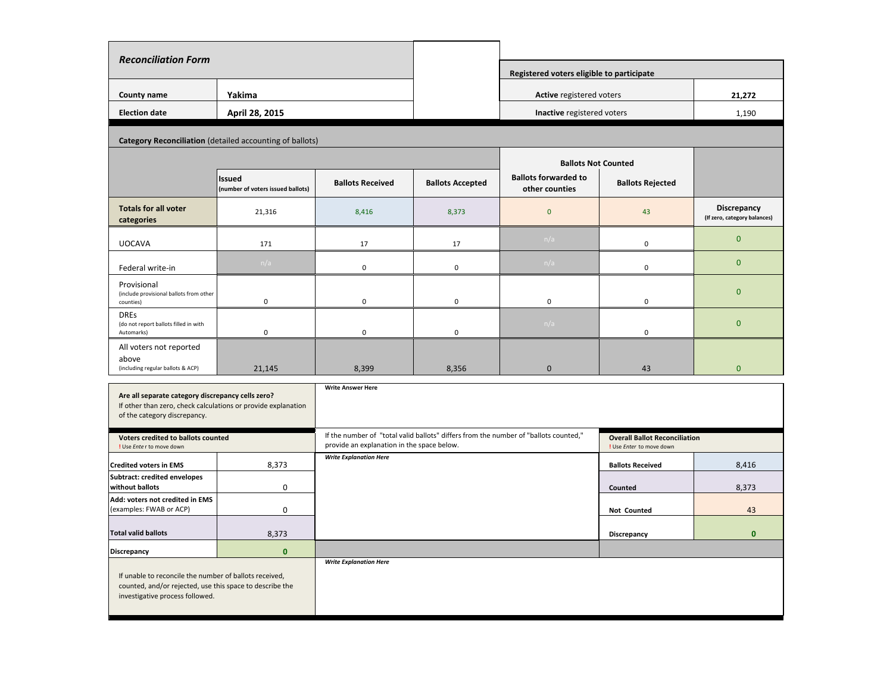## Reconciliation Form

| | |
|---|---|
| County name | Yakima |
| Election date | April 28, 2015 |

| Registered voters eligible to participate | |
|---|---|
| **Active** registered voters | 21,272 |
| **Inactive** registered voters | 1,190 |

### Category Reconciliation (detailed accounting of ballots)

| | Issued (number of voters issued ballots) | Ballots Received | Ballots Accepted | Ballots Not Counted: Ballots forwarded to other counties | Ballots Not Counted: Ballots Rejected | Discrepancy (If zero, category balances) |
|---|---|---|---|---|---|---|
| **Totals for all voter categories** | 21,316 | 8,416 | 8,373 | 0 | 43 | |
| UOCAVA | 171 | 17 | 17 | n/a | 0 | 0 |
| Federal write-in | n/a | 0 | 0 | n/a | 0 | 0 |
| Provisional (include provisional ballots from other counties) | 0 | 0 | 0 | 0 | 0 | 0 |
| DREs (do not report ballots filled in with Automarks) | 0 | 0 | 0 | n/a | 0 | 0 |
| All voters not reported above (including regular ballots & ACP) | 21,145 | 8,399 | 8,356 | 0 | 43 | 0 |

**Are all separate category discrepancy cells zero?**
If other than zero, check calculations or provide explanation of the category discrepancy.

**Write Answer Here**

| Voters credited to ballots counted (! Use Enter to move down) | |
|---|---|
| Credited voters in EMS | 8,373 |
| Subtract: credited envelopes without ballots | 0 |
| Add: voters not credited in EMS (examples: FWAB or ACP) | 0 |
| Total valid ballots | 8,373 |
| Discrepancy | 0 |

If the number of "total valid ballots" differs from the number of "ballots counted," provide an explanation in the space below.

***Write Explanation Here***

| Overall Ballot Reconciliation (! Use Enter to move down) | |
|---|---|
| Ballots Received | 8,416 |
| Counted | 8,373 |
| Not Counted | 43 |
| Discrepancy | 0 |

If unable to reconcile the number of ballots received, counted, and/or rejected, use this space to describe the investigative process followed.

***Write Explanation Here***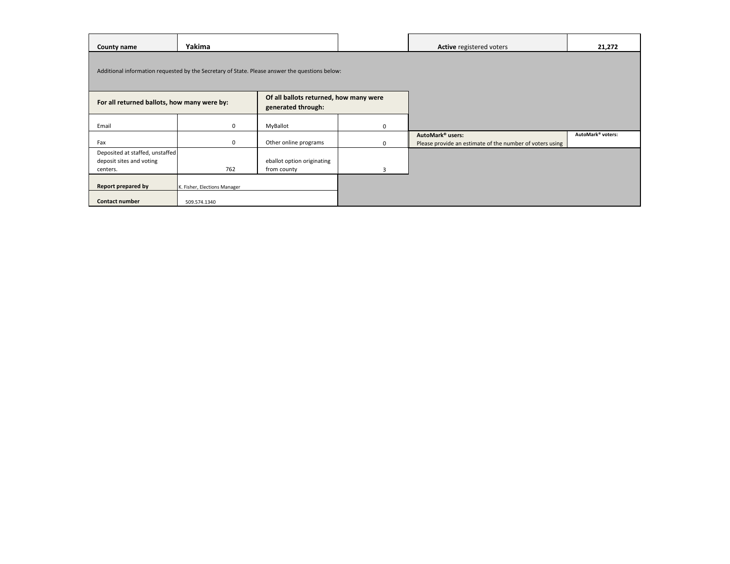| County name | Yakima | | Active registered voters | 21,272 |
|---|---|---|---|---|

Additional information requested by the Secretary of State. Please answer the questions below:

| For all returned ballots, how many were by: | | Of all ballots returned, how many were generated through: | |
|---|---|---|---|
| Email | 0 | MyBallot | 0 |
| Fax | 0 | Other online programs | 0 |
| Deposited at staffed, unstaffed deposit sites and voting centers. | 762 | eballot option originating from county | 3 |

| AutoMark® users: Please provide an estimate of the number of voters using | AutoMark® voters: |
|---|---|

| Report prepared by | K. Fisher, Elections Manager |
|---|---|
| Contact number | 509.574.1340 |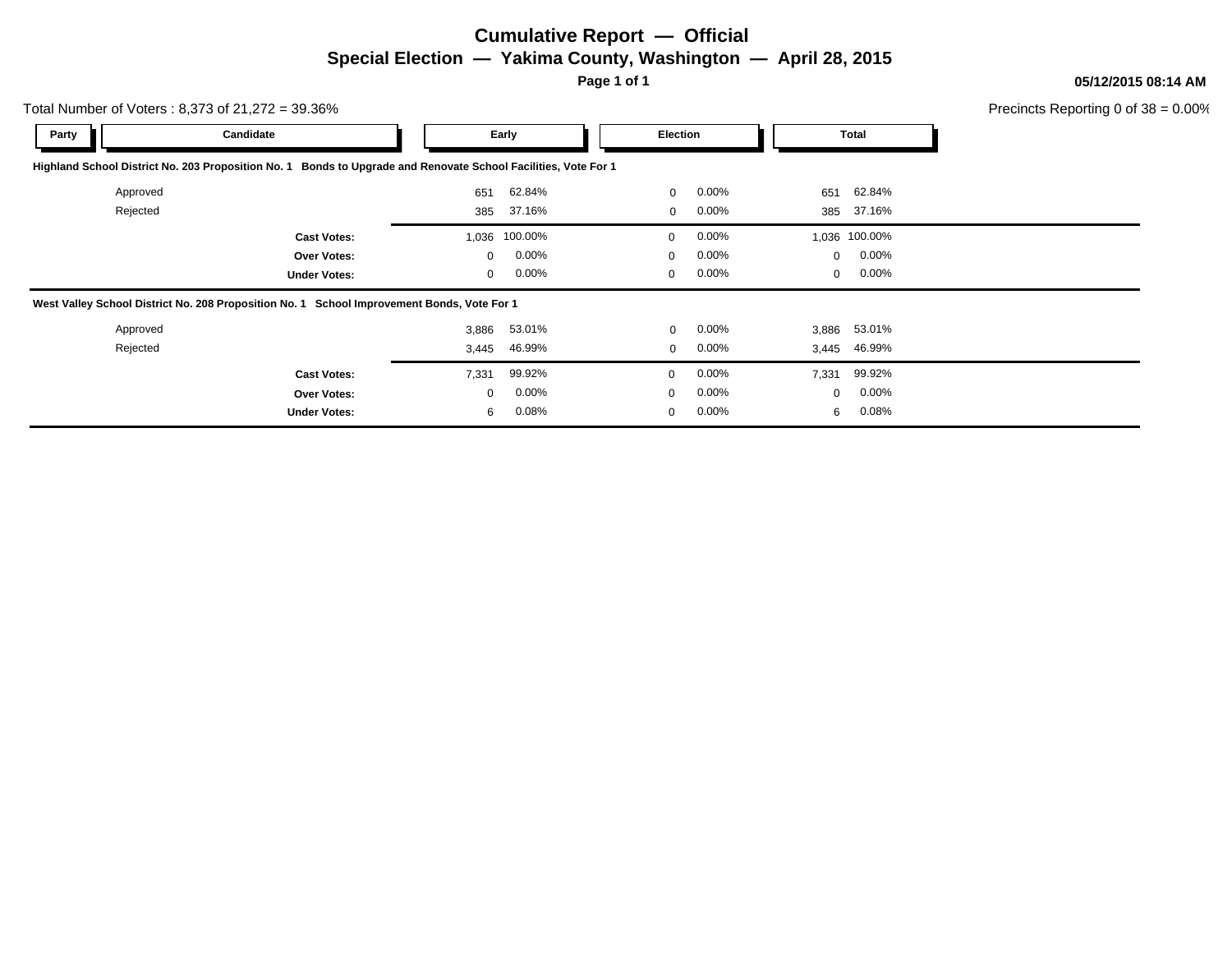# Cumulative Report — Official

## Special Election — Yakima County, Washington — April 28, 2015

05/12/2015 08:14 AM

Total Number of Voters : 8,373 of 21,272 = 39.36%

Precincts Reporting 0 of 38 = 0.00%

| Party | Candidate | Early | | Election | | Total | |
|---|---|---|---|---|---|---|---|
| **Highland School District No. 203 Proposition No. 1 Bonds to Upgrade and Renovate School Facilities, Vote For 1** | | | | | | | |
| | Approved | 651 | 62.84% | 0 | 0.00% | 651 | 62.84% |
| | Rejected | 385 | 37.16% | 0 | 0.00% | 385 | 37.16% |
| | **Cast Votes:** | 1,036 | 100.00% | 0 | 0.00% | 1,036 | 100.00% |
| | **Over Votes:** | 0 | 0.00% | 0 | 0.00% | 0 | 0.00% |
| | **Under Votes:** | 0 | 0.00% | 0 | 0.00% | 0 | 0.00% |
| **West Valley School District No. 208 Proposition No. 1 School Improvement Bonds, Vote For 1** | | | | | | | |
| | Approved | 3,886 | 53.01% | 0 | 0.00% | 3,886 | 53.01% |
| | Rejected | 3,445 | 46.99% | 0 | 0.00% | 3,445 | 46.99% |
| | **Cast Votes:** | 7,331 | 99.92% | 0 | 0.00% | 7,331 | 99.92% |
| | **Over Votes:** | 0 | 0.00% | 0 | 0.00% | 0 | 0.00% |
| | **Under Votes:** | 6 | 0.08% | 0 | 0.00% | 6 | 0.08% |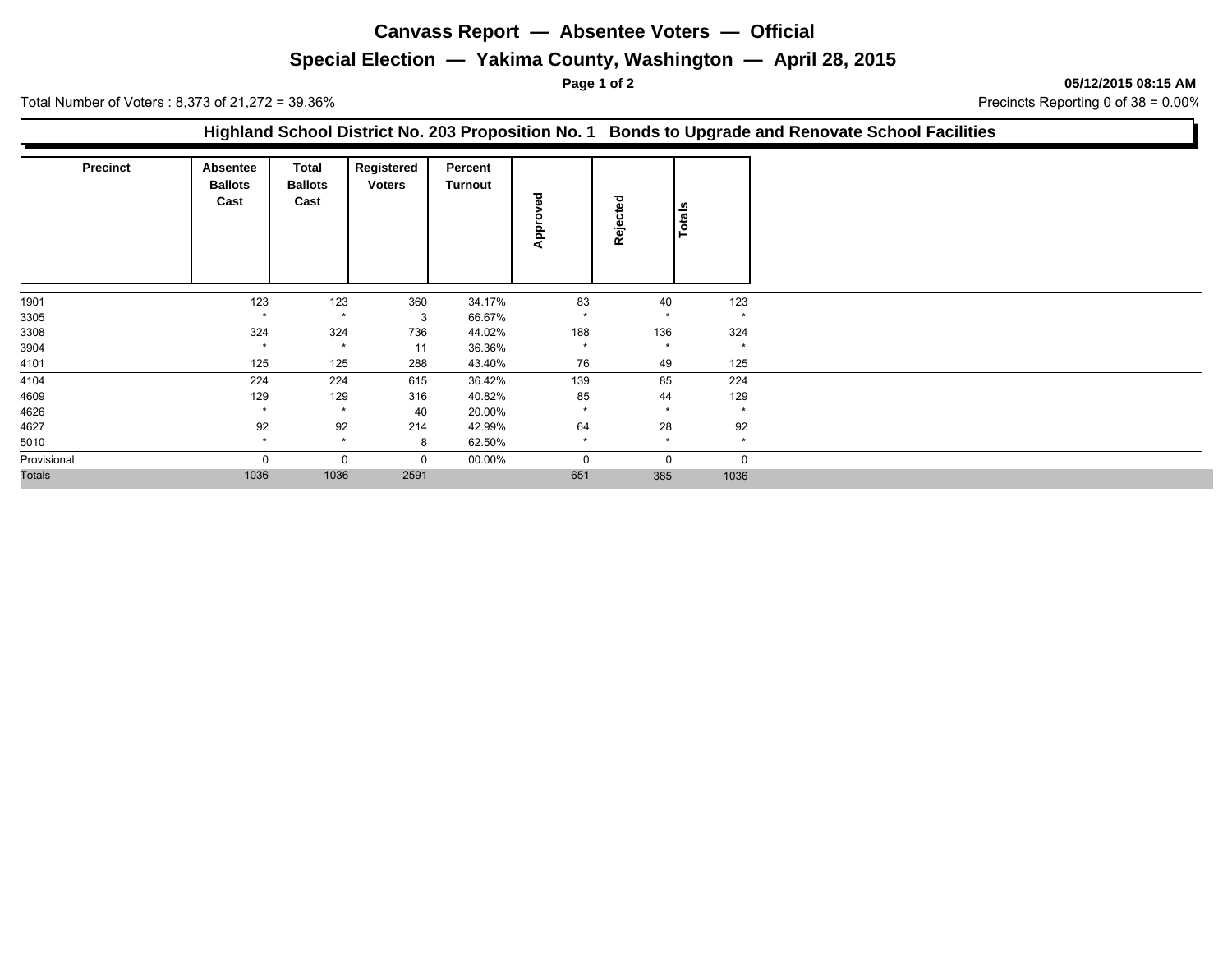# Canvass Report — Absentee Voters — Official

## Special Election — Yakima County, Washington — April 28, 2015

05/12/2015 08:15 AM

Total Number of Voters : 8,373 of 21,272 = 39.36%

Precincts Reporting 0 of 38 = 0.00%

### Highland School District No. 203 Proposition No. 1 Bonds to Upgrade and Renovate School Facilities

| Precinct | Absentee Ballots Cast | Total Ballots Cast | Registered Voters | Percent Turnout | Approved | Rejected | Totals |
|---|---|---|---|---|---|---|---|
| 1901 | 123 | 123 | 360 | 34.17% | 83 | 40 | 123 |
| 3305 | * | * | 3 | 66.67% | * | * | * |
| 3308 | 324 | 324 | 736 | 44.02% | 188 | 136 | 324 |
| 3904 | * | * | 11 | 36.36% | * | * | * |
| 4101 | 125 | 125 | 288 | 43.40% | 76 | 49 | 125 |
| 4104 | 224 | 224 | 615 | 36.42% | 139 | 85 | 224 |
| 4609 | 129 | 129 | 316 | 40.82% | 85 | 44 | 129 |
| 4626 | * | * | 40 | 20.00% | * | * | * |
| 4627 | 92 | 92 | 214 | 42.99% | 64 | 28 | 92 |
| 5010 | * | * | 8 | 62.50% | * | * | * |
| Provisional | 0 | 0 | 0 | 00.00% | 0 | 0 | 0 |
| Totals | 1036 | 1036 | 2591 | | 651 | 385 | 1036 |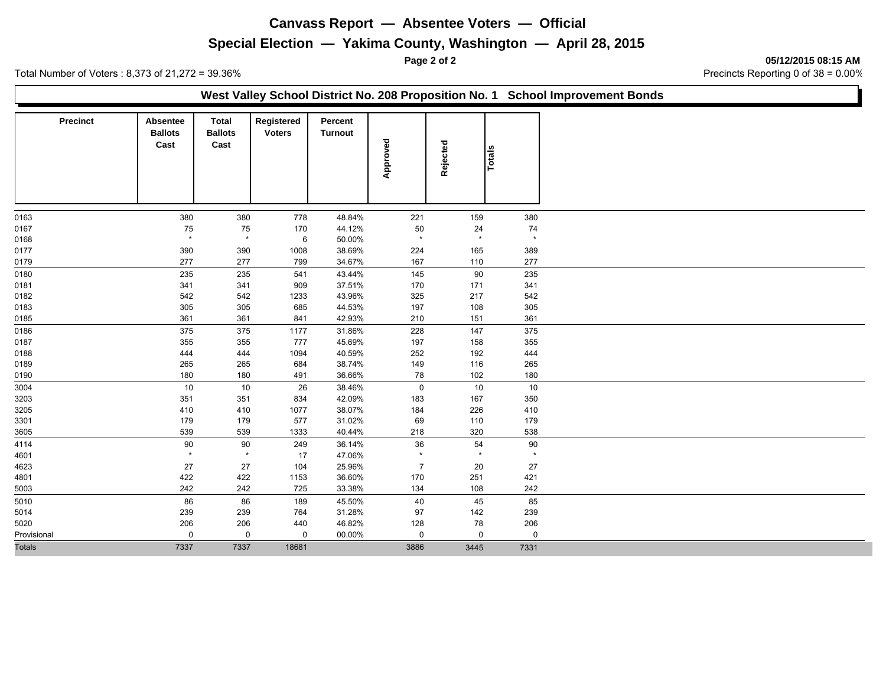# Canvass Report — Absentee Voters — Official

## Special Election — Yakima County, Washington — April 28, 2015

05/12/2015 08:15 AM

Total Number of Voters : 8,373 of 21,272 = 39.36%

Precincts Reporting 0 of 38 = 0.00%

### West Valley School District No. 208 Proposition No. 1 School Improvement Bonds

| Precinct | Absentee Ballots Cast | Total Ballots Cast | Registered Voters | Percent Turnout | Approved | Rejected | Totals |
|---|---|---|---|---|---|---|---|
| 0163 | 380 | 380 | 778 | 48.84% | 221 | 159 | 380 |
| 0167 | 75 | 75 | 170 | 44.12% | 50 | 24 | 74 |
| 0168 | * | * | 6 | 50.00% | * | * | * |
| 0177 | 390 | 390 | 1008 | 38.69% | 224 | 165 | 389 |
| 0179 | 277 | 277 | 799 | 34.67% | 167 | 110 | 277 |
| 0180 | 235 | 235 | 541 | 43.44% | 145 | 90 | 235 |
| 0181 | 341 | 341 | 909 | 37.51% | 170 | 171 | 341 |
| 0182 | 542 | 542 | 1233 | 43.96% | 325 | 217 | 542 |
| 0183 | 305 | 305 | 685 | 44.53% | 197 | 108 | 305 |
| 0185 | 361 | 361 | 841 | 42.93% | 210 | 151 | 361 |
| 0186 | 375 | 375 | 1177 | 31.86% | 228 | 147 | 375 |
| 0187 | 355 | 355 | 777 | 45.69% | 197 | 158 | 355 |
| 0188 | 444 | 444 | 1094 | 40.59% | 252 | 192 | 444 |
| 0189 | 265 | 265 | 684 | 38.74% | 149 | 116 | 265 |
| 0190 | 180 | 180 | 491 | 36.66% | 78 | 102 | 180 |
| 3004 | 10 | 10 | 26 | 38.46% | 0 | 10 | 10 |
| 3203 | 351 | 351 | 834 | 42.09% | 183 | 167 | 350 |
| 3205 | 410 | 410 | 1077 | 38.07% | 184 | 226 | 410 |
| 3301 | 179 | 179 | 577 | 31.02% | 69 | 110 | 179 |
| 3605 | 539 | 539 | 1333 | 40.44% | 218 | 320 | 538 |
| 4114 | 90 | 90 | 249 | 36.14% | 36 | 54 | 90 |
| 4601 | * | * | 17 | 47.06% | * | * | * |
| 4623 | 27 | 27 | 104 | 25.96% | 7 | 20 | 27 |
| 4801 | 422 | 422 | 1153 | 36.60% | 170 | 251 | 421 |
| 5003 | 242 | 242 | 725 | 33.38% | 134 | 108 | 242 |
| 5010 | 86 | 86 | 189 | 45.50% | 40 | 45 | 85 |
| 5014 | 239 | 239 | 764 | 31.28% | 97 | 142 | 239 |
| 5020 | 206 | 206 | 440 | 46.82% | 128 | 78 | 206 |
| Provisional | 0 | 0 | 0 | 00.00% | 0 | 0 | 0 |
| Totals | 7337 | 7337 | 18681 | | 3886 | 3445 | 7331 |